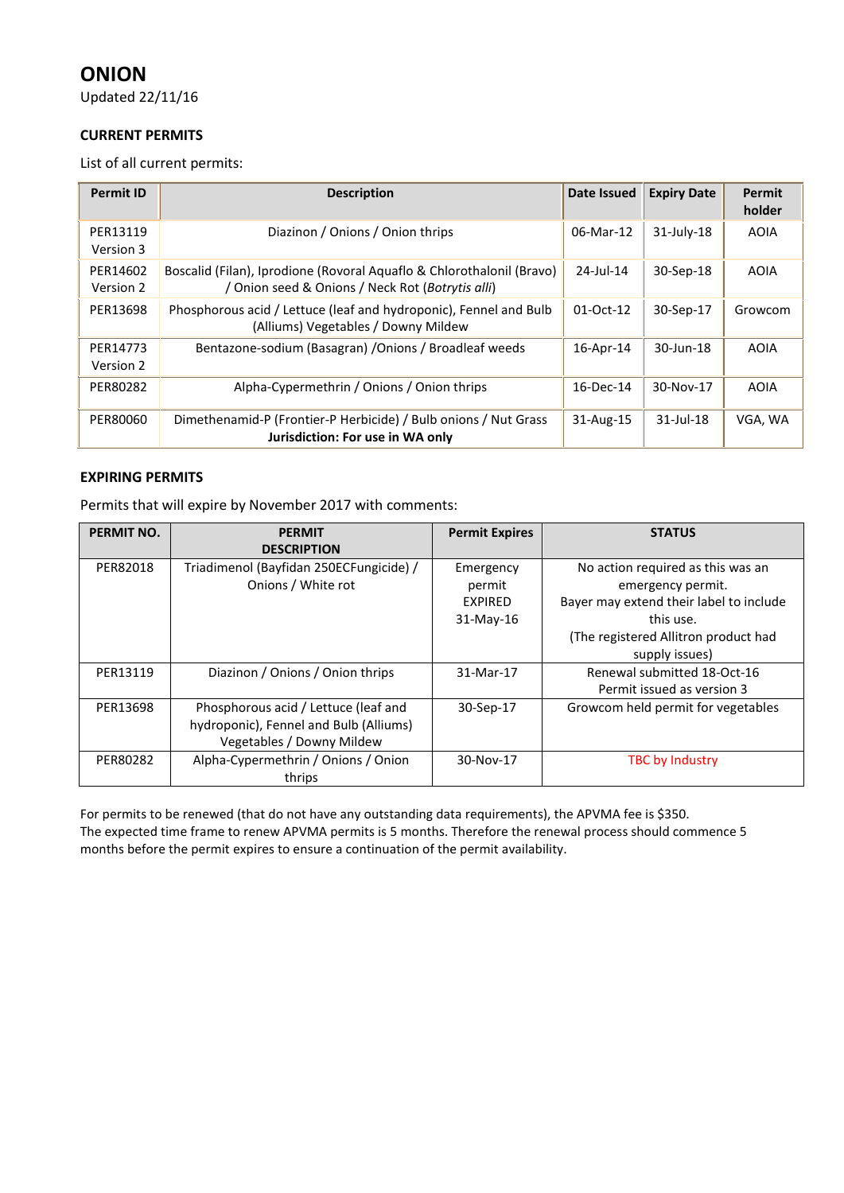# ONION

Updated 22/11/16

### CURRENT PERMITS

List of all current permits:

| Permit ID | Description | Date Issued | Expiry Date | Permit holder |
|---|---|---|---|---|
| PER13119 Version 3 | Diazinon / Onions / Onion thrips | 06-Mar-12 | 31-July-18 | AOIA |
| PER14602 Version 2 | Boscalid (Filan), Iprodione (Rovoral Aquaflo & Chlorothalonil (Bravo) / Onion seed & Onions / Neck Rot (*Botrytis alli*) | 24-Jul-14 | 30-Sep-18 | AOIA |
| PER13698 | Phosphorous acid / Lettuce (leaf and hydroponic), Fennel and Bulb (Alliums) Vegetables / Downy Mildew | 01-Oct-12 | 30-Sep-17 | Growcom |
| PER14773 Version 2 | Bentazone-sodium (Basagran) /Onions / Broadleaf weeds | 16-Apr-14 | 30-Jun-18 | AOIA |
| PER80282 | Alpha-Cypermethrin / Onions / Onion thrips | 16-Dec-14 | 30-Nov-17 | AOIA |
| PER80060 | Dimethenamid-P (Frontier-P Herbicide) / Bulb onions / Nut Grass **Jurisdiction: For use in WA only** | 31-Aug-15 | 31-Jul-18 | VGA, WA |

### EXPIRING PERMITS

Permits that will expire by November 2017 with comments:

| PERMIT NO. | PERMIT DESCRIPTION | Permit Expires | STATUS |
|---|---|---|---|
| PER82018 | Triadimenol (Bayfidan 250ECFungicide) / Onions / White rot | Emergency permit EXPIRED 31-May-16 | No action required as this was an emergency permit. Bayer may extend their label to include this use. (The registered Allitron product had supply issues) |
| PER13119 | Diazinon / Onions / Onion thrips | 31-Mar-17 | Renewal submitted 18-Oct-16 Permit issued as version 3 |
| PER13698 | Phosphorous acid / Lettuce (leaf and hydroponic), Fennel and Bulb (Alliums) Vegetables / Downy Mildew | 30-Sep-17 | Growcom held permit for vegetables |
| PER80282 | Alpha-Cypermethrin / Onions / Onion thrips | 30-Nov-17 | TBC by Industry |

For permits to be renewed (that do not have any outstanding data requirements), the APVMA fee is $350.
The expected time frame to renew APVMA permits is 5 months. Therefore the renewal process should commence 5 months before the permit expires to ensure a continuation of the permit availability.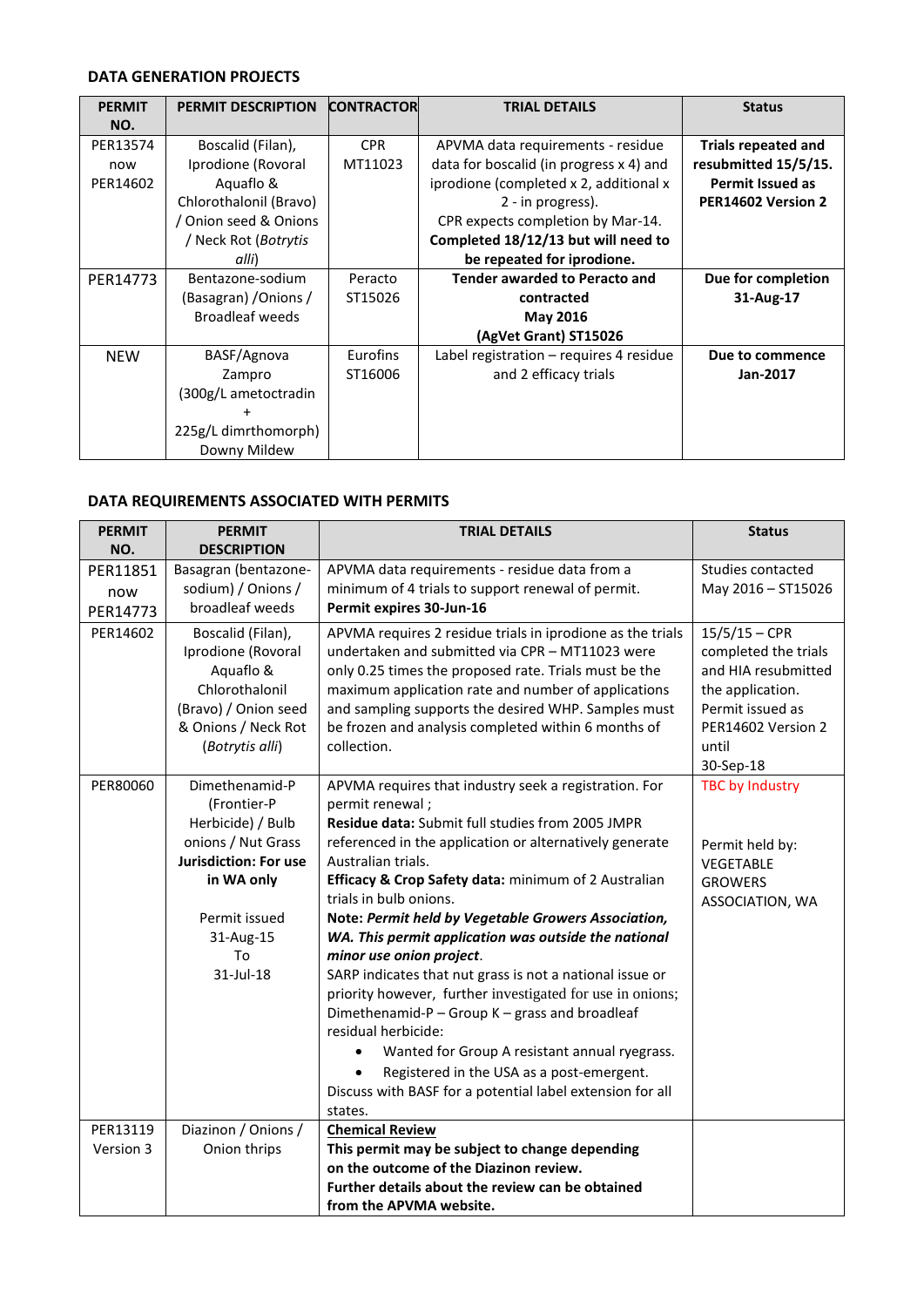**DATA GENERATION PROJECTS**

| PERMIT NO. | PERMIT DESCRIPTION | CONTRACTOR | TRIAL DETAILS | Status |
|---|---|---|---|---|
| PER13574 now PER14602 | Boscalid (Filan), Iprodione (Rovoral Aquaflo & Chlorothalonil (Bravo) / Onion seed & Onions / Neck Rot (*Botrytis alli*) | CPR MT11023 | APVMA data requirements - residue data for boscalid (in progress x 4) and iprodione (completed x 2, additional x 2 - in progress). CPR expects completion by Mar-14. **Completed 18/12/13 but will need to be repeated for iprodione.** | **Trials repeated and resubmitted 15/5/15. Permit Issued as PER14602 Version 2** |
| PER14773 | Bentazone-sodium (Basagran) /Onions / Broadleaf weeds | Peracto ST15026 | **Tender awarded to Peracto and contracted May 2016 (AgVet Grant) ST15026** | **Due for completion 31-Aug-17** |
| NEW | BASF/Agnova Zampro (300g/L ametoctradin + 225g/L dimrthomorph) Downy Mildew | Eurofins ST16006 | Label registration – requires 4 residue and 2 efficacy trials | **Due to commence Jan-2017** |

**DATA REQUIREMENTS ASSOCIATED WITH PERMITS**

| PERMIT NO. | PERMIT DESCRIPTION | TRIAL DETAILS | Status |
|---|---|---|---|
| PER11851 now PER14773 | Basagran (bentazone-sodium) / Onions / broadleaf weeds | APVMA data requirements - residue data from a minimum of 4 trials to support renewal of permit. **Permit expires 30-Jun-16** | Studies contacted May 2016 – ST15026 |
| PER14602 | Boscalid (Filan), Iprodione (Rovoral Aquaflo & Chlorothalonil (Bravo) / Onion seed & Onions / Neck Rot (*Botrytis alli*) | APVMA requires 2 residue trials in iprodione as the trials undertaken and submitted via CPR – MT11023 were only 0.25 times the proposed rate. Trials must be the maximum application rate and number of applications and sampling supports the desired WHP. Samples must be frozen and analysis completed within 6 months of collection. | 15/5/15 – CPR completed the trials and HIA resubmitted the application. Permit issued as PER14602 Version 2 until 30-Sep-18 |
| PER80060 | Dimethenamid-P (Frontier-P Herbicide) / Bulb onions / Nut Grass **Jurisdiction: For use in WA only** Permit issued 31-Aug-15 To 31-Jul-18 | APVMA requires that industry seek a registration. For permit renewal ; **Residue data:** Submit full studies from 2005 JMPR referenced in the application or alternatively generate Australian trials. **Efficacy & Crop Safety data:** minimum of 2 Australian trials in bulb onions. **Note:** ***Permit held by Vegetable Growers Association, WA. This permit application was outside the national minor use onion project*****.** SARP indicates that nut grass is not a national issue or priority however, further investigated for use in onions; Dimethenamid-P – Group K – grass and broadleaf residual herbicide: <br>• Wanted for Group A resistant annual ryegrass. <br>• Registered in the USA as a post-emergent. <br>Discuss with BASF for a potential label extension for all states. | TBC by Industry <br><br>Permit held by: VEGETABLE GROWERS ASSOCIATION, WA |
| PER13119 Version 3 | Diazinon / Onions / Onion thrips | **<u>Chemical Review</u>** **This permit may be subject to change depending on the outcome of the Diazinon review. Further details about the review can be obtained from the APVMA website.** | |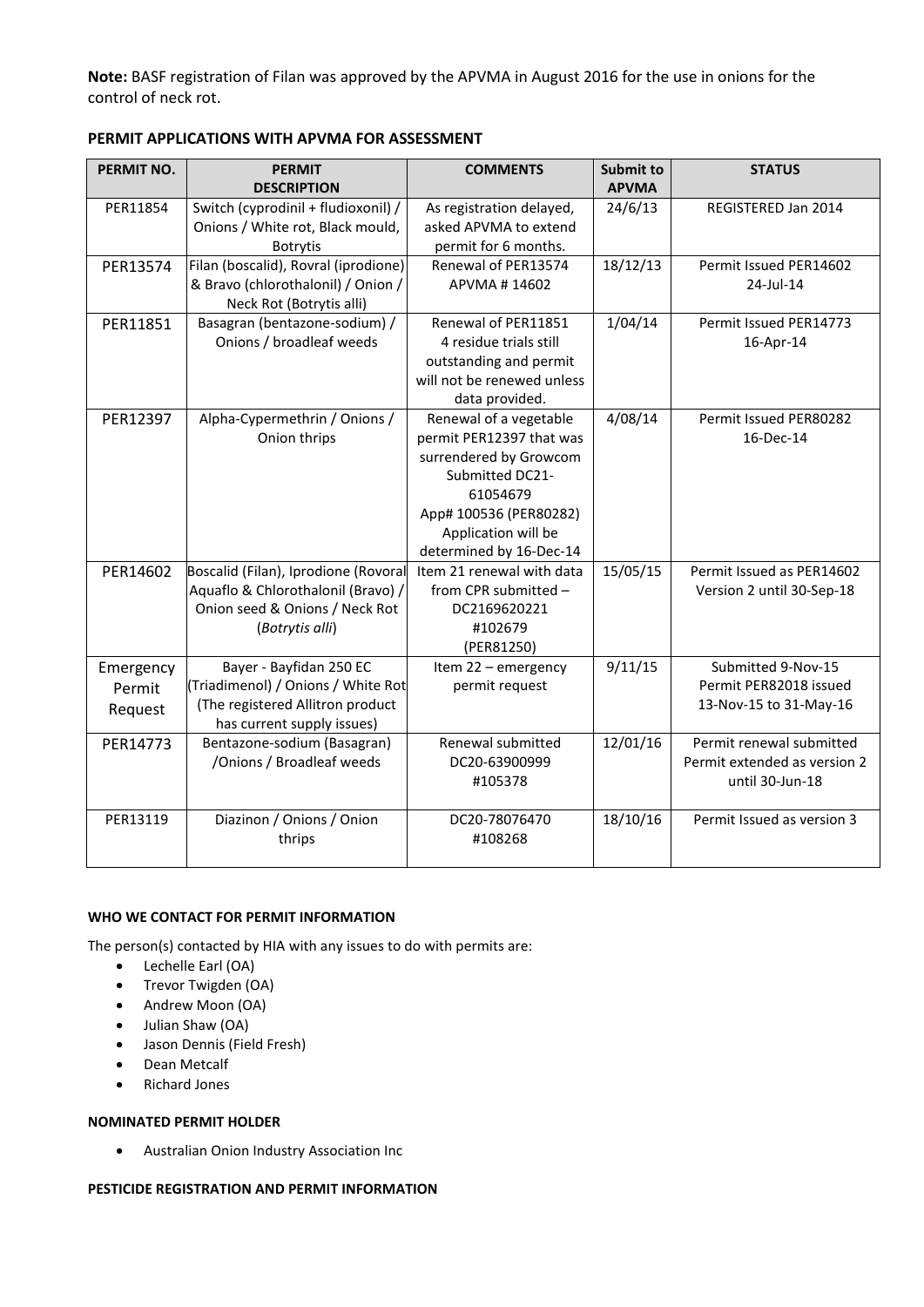**Note:** BASF registration of Filan was approved by the APVMA in August 2016 for the use in onions for the control of neck rot.

### PERMIT APPLICATIONS WITH APVMA FOR ASSESSMENT

| PERMIT NO. | PERMIT DESCRIPTION | COMMENTS | Submit to APVMA | STATUS |
|---|---|---|---|---|
| PER11854 | Switch (cyprodinil + fludioxonil) / Onions / White rot, Black mould, Botrytis | As registration delayed, asked APVMA to extend permit for 6 months. | 24/6/13 | REGISTERED Jan 2014 |
| PER13574 | Filan (boscalid), Rovral (iprodione) & Bravo (chlorothalonil) / Onion / Neck Rot (Botrytis alli) | Renewal of PER13574 APVMA # 14602 | 18/12/13 | Permit Issued PER14602 24-Jul-14 |
| PER11851 | Basagran (bentazone-sodium) / Onions / broadleaf weeds | Renewal of PER11851 4 residue trials still outstanding and permit will not be renewed unless data provided. | 1/04/14 | Permit Issued PER14773 16-Apr-14 |
| PER12397 | Alpha-Cypermethrin / Onions / Onion thrips | Renewal of a vegetable permit PER12397 that was surrendered by Growcom Submitted DC21-61054679 App# 100536 (PER80282) Application will be determined by 16-Dec-14 | 4/08/14 | Permit Issued PER80282 16-Dec-14 |
| PER14602 | Boscalid (Filan), Iprodione (Rovoral Aquaflo & Chlorothalonil (Bravo) / Onion seed & Onions / Neck Rot (*Botrytis alli*) | Item 21 renewal with data from CPR submitted – DC2169620221 #102679 (PER81250) | 15/05/15 | Permit Issued as PER14602 Version 2 until 30-Sep-18 |
| Emergency Permit Request | Bayer - Bayfidan 250 EC (Triadimenol) / Onions / White Rot (The registered Allitron product has current supply issues) | Item 22 – emergency permit request | 9/11/15 | Submitted 9-Nov-15 Permit PER82018 issued 13-Nov-15 to 31-May-16 |
| PER14773 | Bentazone-sodium (Basagran) /Onions / Broadleaf weeds | Renewal submitted DC20-63900999 #105378 | 12/01/16 | Permit renewal submitted Permit extended as version 2 until 30-Jun-18 |
| PER13119 | Diazinon / Onions / Onion thrips | DC20-78076470 #108268 | 18/10/16 | Permit Issued as version 3 |

#### WHO WE CONTACT FOR PERMIT INFORMATION

The person(s) contacted by HIA with any issues to do with permits are:

- Lechelle Earl (OA)
- Trevor Twigden (OA)
- Andrew Moon (OA)
- Julian Shaw (OA)
- Jason Dennis (Field Fresh)
- Dean Metcalf
- Richard Jones

#### NOMINATED PERMIT HOLDER

- Australian Onion Industry Association Inc

#### PESTICIDE REGISTRATION AND PERMIT INFORMATION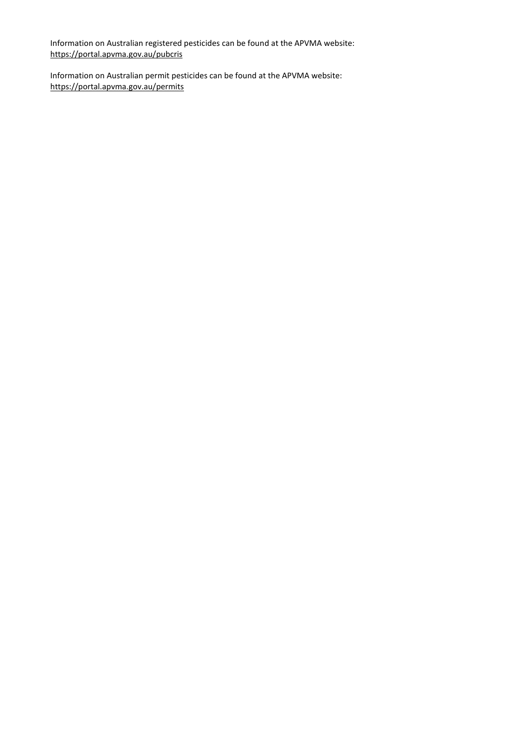Information on Australian registered pesticides can be found at the APVMA website:
https://portal.apvma.gov.au/pubcris

Information on Australian permit pesticides can be found at the APVMA website:
https://portal.apvma.gov.au/permits